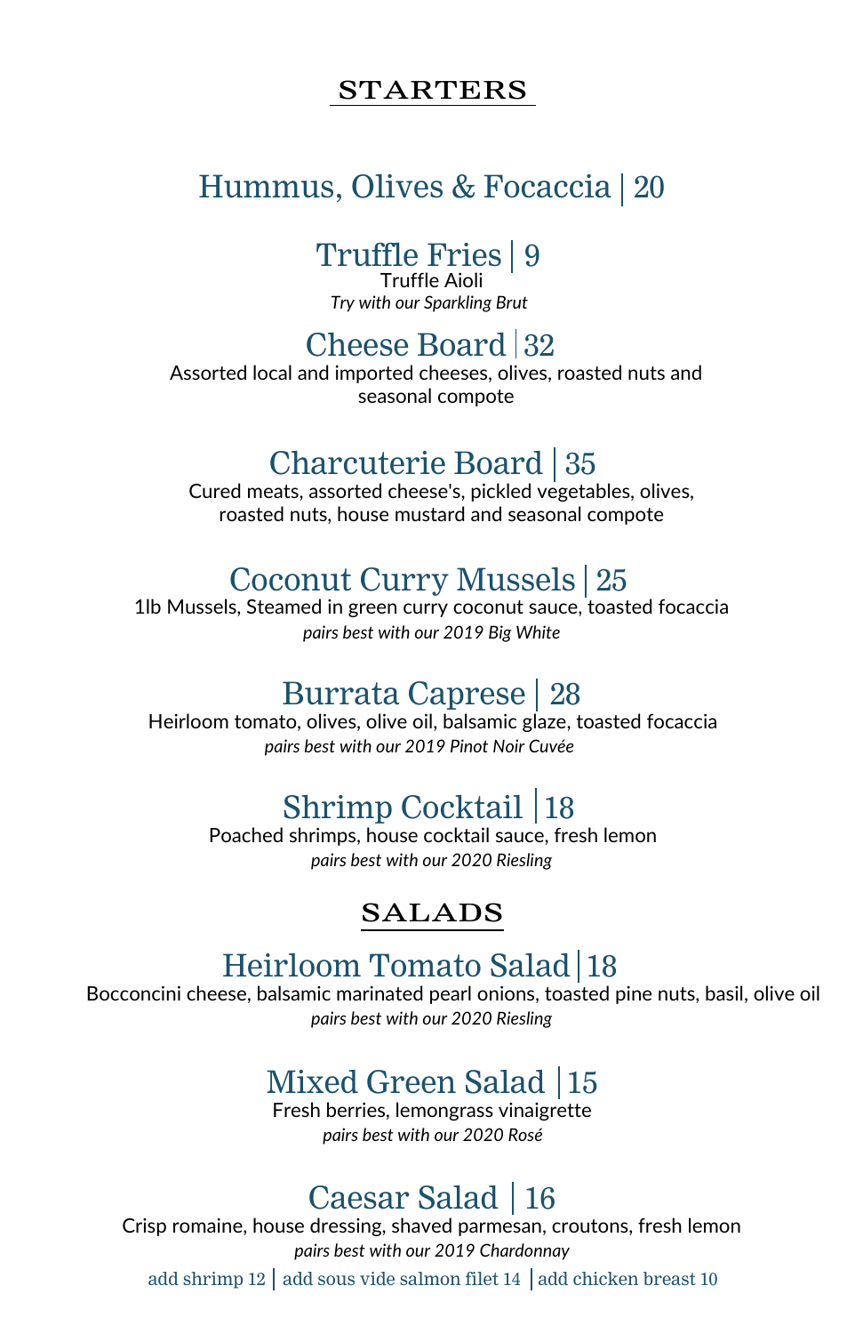## STARTERS

### Hummus, Olives & Focaccia | 20

### Truffle Fries | 9

Truffle Aioli

*Try with our Sparkling Brut*

### Cheese Board | 32

Assorted local and imported cheeses, olives, roasted nuts and seasonal compote

### Charcuterie Board | 35

Cured meats, assorted cheese's, pickled vegetables, olives, roasted nuts, house mustard and seasonal compote

### Coconut Curry Mussels | 25

1lb Mussels, Steamed in green curry coconut sauce, toasted focaccia

*pairs best with our 2019 Big White*

### Burrata Caprese | 28

Heirloom tomato, olives, olive oil, balsamic glaze, toasted focaccia

*pairs best with our 2019 Pinot Noir Cuvée*

### Shrimp Cocktail | 18

Poached shrimps, house cocktail sauce, fresh lemon

*pairs best with our 2020 Riesling*

## SALADS

### Heirloom Tomato Salad | 18

Bocconcini cheese, balsamic marinated pearl onions, toasted pine nuts, basil, olive oil

*pairs best with our 2020 Riesling*

### Mixed Green Salad | 15

Fresh berries, lemongrass vinaigrette

*pairs best with our 2020 Rosé*

### Caesar Salad | 16

Crisp romaine, house dressing, shaved parmesan, croutons, fresh lemon

*pairs best with our 2019 Chardonnay*

add shrimp 12 | add sous vide salmon filet 14 | add chicken breast 10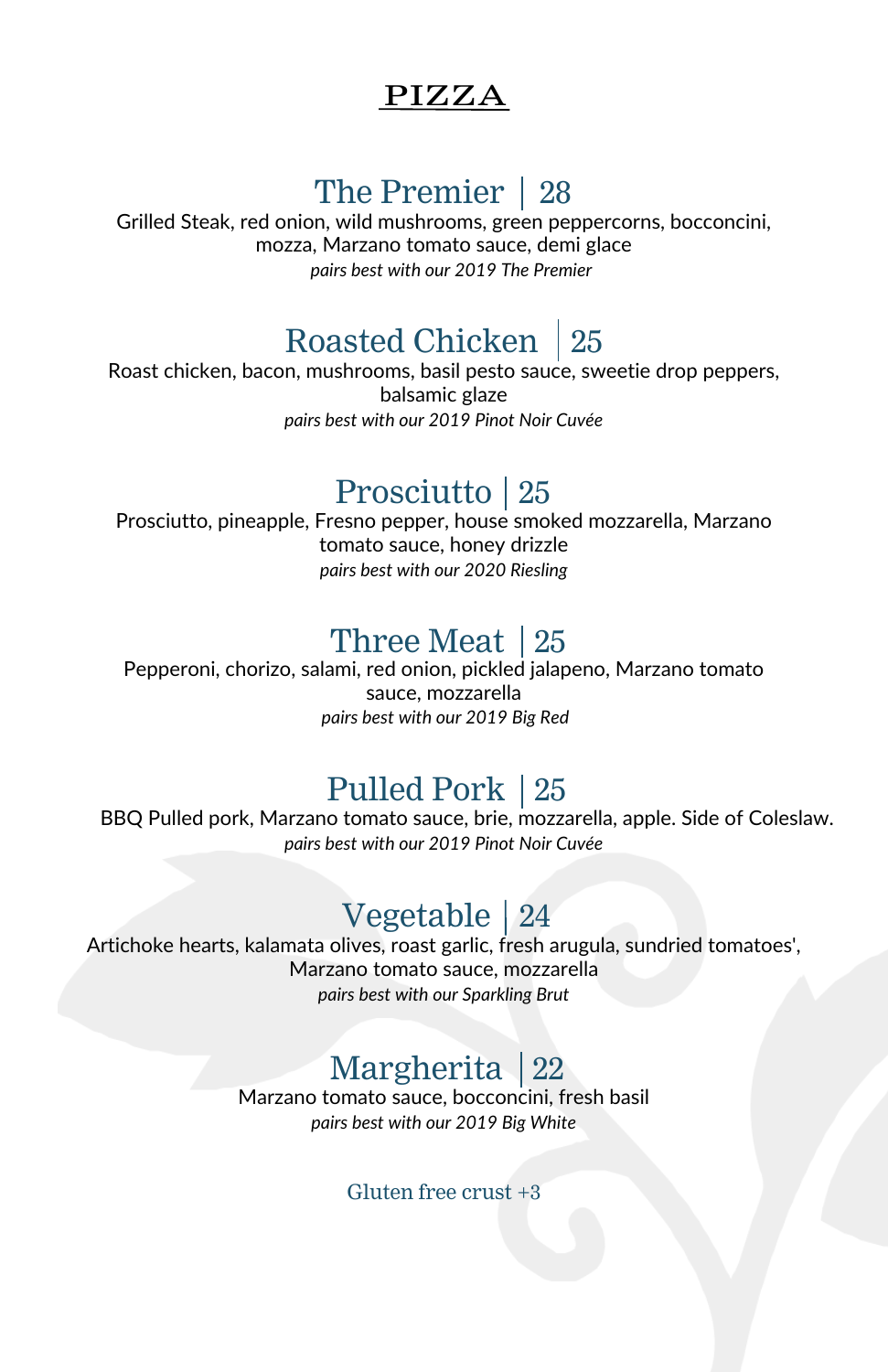# PIZZA

## The Premier | 28

Grilled Steak, red onion, wild mushrooms, green peppercorns, bocconcini, mozza, Marzano tomato sauce, demi glace

*pairs best with our 2019 The Premier*

## Roasted Chicken | 25

Roast chicken, bacon, mushrooms, basil pesto sauce, sweetie drop peppers, balsamic glaze

*pairs best with our 2019 Pinot Noir Cuvée*

## Prosciutto | 25

Prosciutto, pineapple, Fresno pepper, house smoked mozzarella, Marzano tomato sauce, honey drizzle

*pairs best with our 2020 Riesling*

## Three Meat | 25

Pepperoni, chorizo, salami, red onion, pickled jalapeno, Marzano tomato sauce, mozzarella

*pairs best with our 2019 Big Red*

## Pulled Pork | 25

BBQ Pulled pork, Marzano tomato sauce, brie, mozzarella, apple. Side of Coleslaw.

*pairs best with our 2019 Pinot Noir Cuvée*

## Vegetable | 24

Artichoke hearts, kalamata olives, roast garlic, fresh arugula, sundried tomatoes', Marzano tomato sauce, mozzarella

*pairs best with our Sparkling Brut*

## Margherita | 22

Marzano tomato sauce, bocconcini, fresh basil

*pairs best with our 2019 Big White*

Gluten free crust +3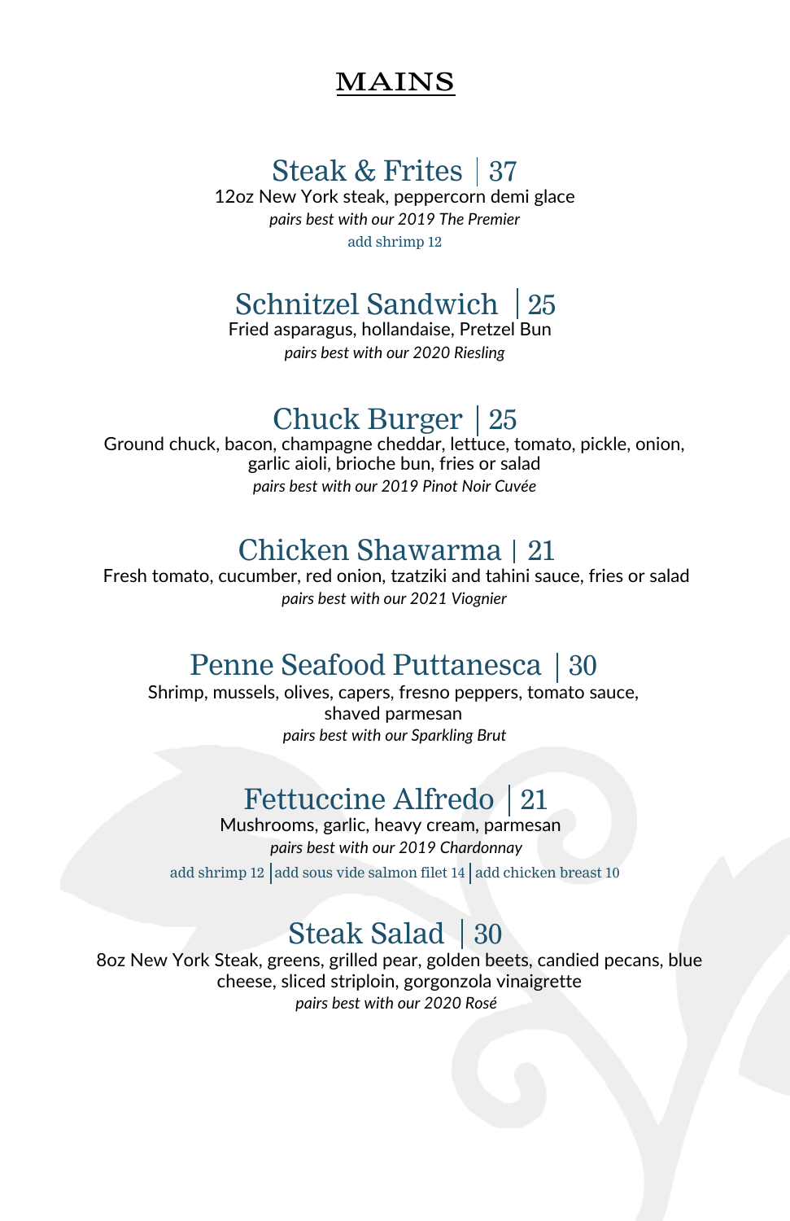# MAINS

## Steak & Frites | 37

12oz New York steak, peppercorn demi glace

*pairs best with our 2019 The Premier*

add shrimp 12

## Schnitzel Sandwich | 25

Fried asparagus, hollandaise, Pretzel Bun

*pairs best with our 2020 Riesling*

## Chuck Burger | 25

Ground chuck, bacon, champagne cheddar, lettuce, tomato, pickle, onion, garlic aioli, brioche bun, fries or salad

*pairs best with our 2019 Pinot Noir Cuvée*

## Chicken Shawarma | 21

Fresh tomato, cucumber, red onion, tzatziki and tahini sauce, fries or salad

*pairs best with our 2021 Viognier*

## Penne Seafood Puttanesca | 30

Shrimp, mussels, olives, capers, fresno peppers, tomato sauce, shaved parmesan

*pairs best with our Sparkling Brut*

## Fettuccine Alfredo | 21

Mushrooms, garlic, heavy cream, parmesan

*pairs best with our 2019 Chardonnay*

add shrimp 12 | add sous vide salmon filet 14 | add chicken breast 10

## Steak Salad | 30

8oz New York Steak, greens, grilled pear, golden beets, candied pecans, blue cheese, sliced striploin, gorgonzola vinaigrette

*pairs best with our 2020 Rosé*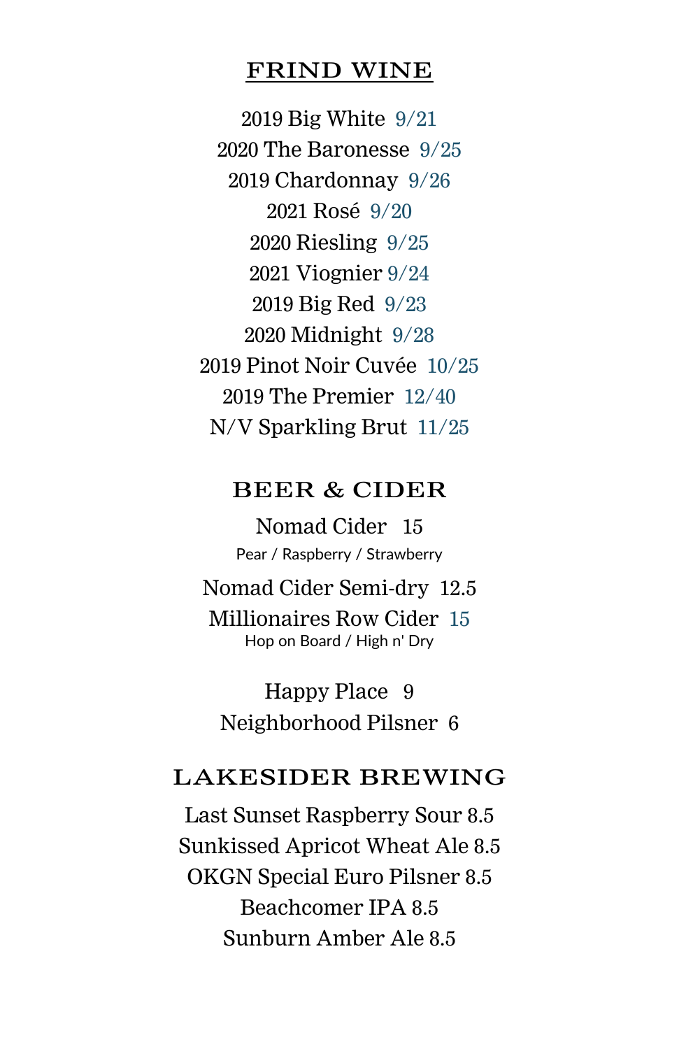## FRIND WINE

2019 Big White 9/21

2020 The Baronesse 9/25

2019 Chardonnay 9/26

2021 Rosé 9/20

2020 Riesling 9/25

2021 Viognier 9/24

2019 Big Red 9/23

2020 Midnight 9/28

2019 Pinot Noir Cuvée 10/25

2019 The Premier 12/40

N/V Sparkling Brut 11/25

## BEER & CIDER

Nomad Cider 15

Pear / Raspberry / Strawberry

Nomad Cider Semi-dry 12.5

Millionaires Row Cider 15

Hop on Board / High n' Dry

Happy Place 9

Neighborhood Pilsner 6

## LAKESIDER BREWING

Last Sunset Raspberry Sour 8.5

Sunkissed Apricot Wheat Ale 8.5

OKGN Special Euro Pilsner 8.5

Beachcomer IPA 8.5

Sunburn Amber Ale 8.5